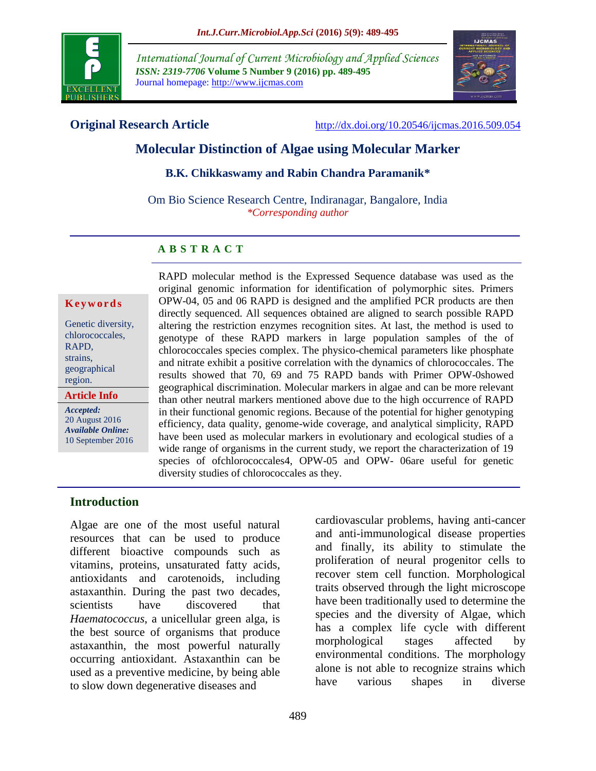International Journal of Current Microbiology and Applied Sciences
*ISSN: 2319-7706* **Volume 5 Number 9 (2016) pp. 489-495**
Journal homepage: http://www.ijcmas.com

**Original Research Article** http://dx.doi.org/10.20546/ijcmas.2016.509.054

# Molecular Distinction of Algae using Molecular Marker

**B.K. Chikkaswamy and Rabin Chandra Paramanik***

Om Bio Science Research Centre, Indiranagar, Bangalore, India
*\*Corresponding author*

**Keywords**

Genetic diversity, chlorococcales, RAPD, strains, geographical region.

**Article Info**

*Accepted:* 20 August 2016
*Available Online:* 10 September 2016

## A B S T R A C T

RAPD molecular method is the Expressed Sequence database was used as the original genomic information for identification of polymorphic sites. Primers OPW-04, 05 and 06 RAPD is designed and the amplified PCR products are then directly sequenced. All sequences obtained are aligned to search possible RAPD altering the restriction enzymes recognition sites. At last, the method is used to genotype of these RAPD markers in large population samples of the of chlorococcales species complex. The physico-chemical parameters like phosphate and nitrate exhibit a positive correlation with the dynamics of chlorococcales. The results showed that 70, 69 and 75 RAPD bands with Primer OPW-0showed geographical discrimination. Molecular markers in algae and can be more relevant than other neutral markers mentioned above due to the high occurrence of RAPD in their functional genomic regions. Because of the potential for higher genotyping efficiency, data quality, genome-wide coverage, and analytical simplicity, RAPD have been used as molecular markers in evolutionary and ecological studies of a wide range of organisms in the current study, we report the characterization of 19 species of ofchlorococcales4, OPW-05 and OPW- 06are useful for genetic diversity studies of chlorococcales as they.

## Introduction

Algae are one of the most useful natural resources that can be used to produce different bioactive compounds such as vitamins, proteins, unsaturated fatty acids, antioxidants and carotenoids, including astaxanthin. During the past two decades, scientists have discovered that *Haematococcus*, a unicellular green alga, is the best source of organisms that produce astaxanthin, the most powerful naturally occurring antioxidant. Astaxanthin can be used as a preventive medicine, by being able to slow down degenerative diseases and cardiovascular problems, having anti-cancer and anti-immunological disease properties and finally, its ability to stimulate the proliferation of neural progenitor cells to recover stem cell function. Morphological traits observed through the light microscope have been traditionally used to determine the species and the diversity of Algae, which has a complex life cycle with different morphological stages affected by environmental conditions. The morphology alone is not able to recognize strains which have various shapes in diverse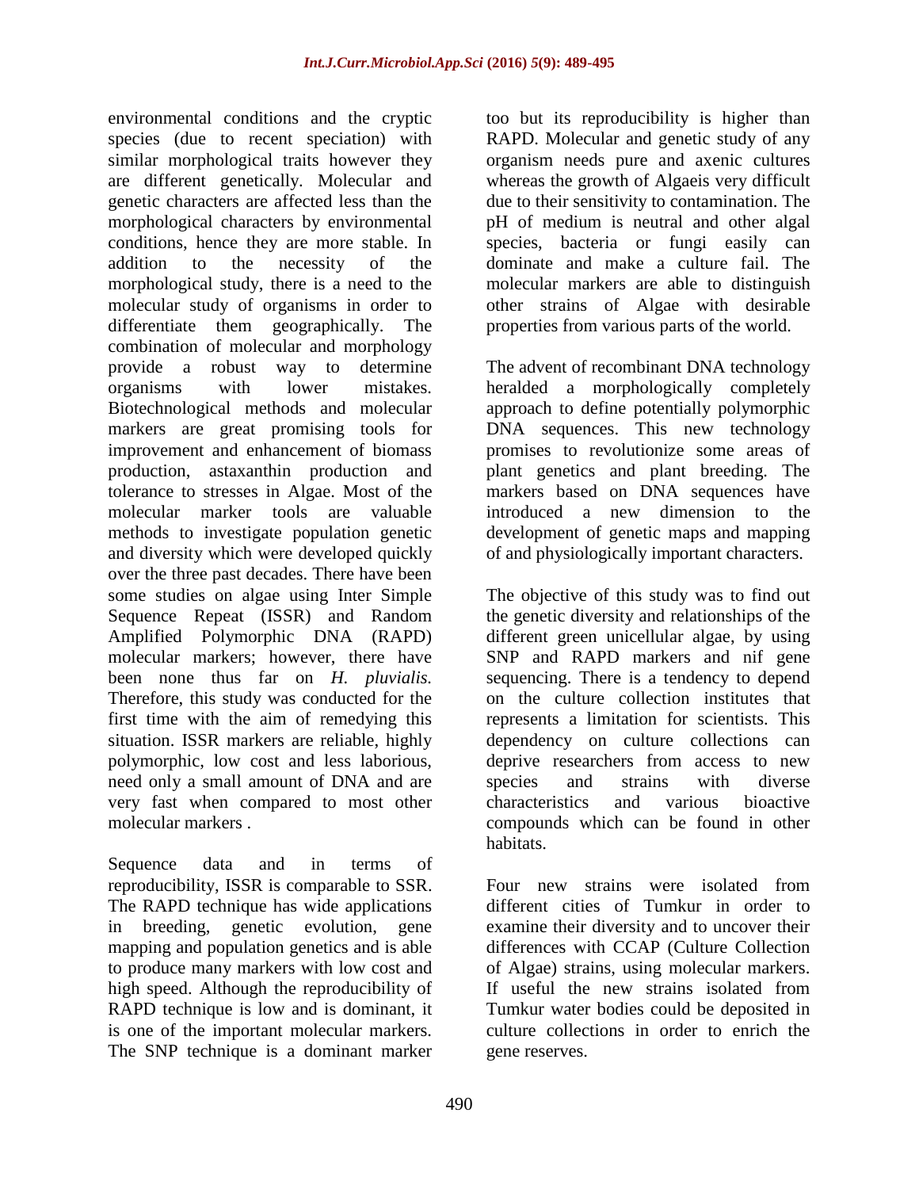environmental conditions and the cryptic species (due to recent speciation) with similar morphological traits however they are different genetically. Molecular and genetic characters are affected less than the morphological characters by environmental conditions, hence they are more stable. In addition to the necessity of the morphological study, there is a need to the molecular study of organisms in order to differentiate them geographically. The combination of molecular and morphology provide a robust way to determine organisms with lower mistakes. Biotechnological methods and molecular markers are great promising tools for improvement and enhancement of biomass production, astaxanthin production and tolerance to stresses in Algae. Most of the molecular marker tools are valuable methods to investigate population genetic and diversity which were developed quickly over the three past decades. There have been some studies on algae using Inter Simple Sequence Repeat (ISSR) and Random Amplified Polymorphic DNA (RAPD) molecular markers; however, there have been none thus far on *H. pluvialis.* Therefore, this study was conducted for the first time with the aim of remedying this situation. ISSR markers are reliable, highly polymorphic, low cost and less laborious, need only a small amount of DNA and are very fast when compared to most other molecular markers .

Sequence data and in terms of reproducibility, ISSR is comparable to SSR. The RAPD technique has wide applications in breeding, genetic evolution, gene mapping and population genetics and is able to produce many markers with low cost and high speed. Although the reproducibility of RAPD technique is low and is dominant, it is one of the important molecular markers. The SNP technique is a dominant marker too but its reproducibility is higher than RAPD. Molecular and genetic study of any organism needs pure and axenic cultures whereas the growth of Algaeis very difficult due to their sensitivity to contamination. The pH of medium is neutral and other algal species, bacteria or fungi easily can dominate and make a culture fail. The molecular markers are able to distinguish other strains of Algae with desirable properties from various parts of the world.

The advent of recombinant DNA technology heralded a morphologically completely approach to define potentially polymorphic DNA sequences. This new technology promises to revolutionize some areas of plant genetics and plant breeding. The markers based on DNA sequences have introduced a new dimension to the development of genetic maps and mapping of and physiologically important characters.

The objective of this study was to find out the genetic diversity and relationships of the different green unicellular algae, by using SNP and RAPD markers and nif gene sequencing. There is a tendency to depend on the culture collection institutes that represents a limitation for scientists. This dependency on culture collections can deprive researchers from access to new species and strains with diverse characteristics and various bioactive compounds which can be found in other habitats.

Four new strains were isolated from different cities of Tumkur in order to examine their diversity and to uncover their differences with CCAP (Culture Collection of Algae) strains, using molecular markers. If useful the new strains isolated from Tumkur water bodies could be deposited in culture collections in order to enrich the gene reserves.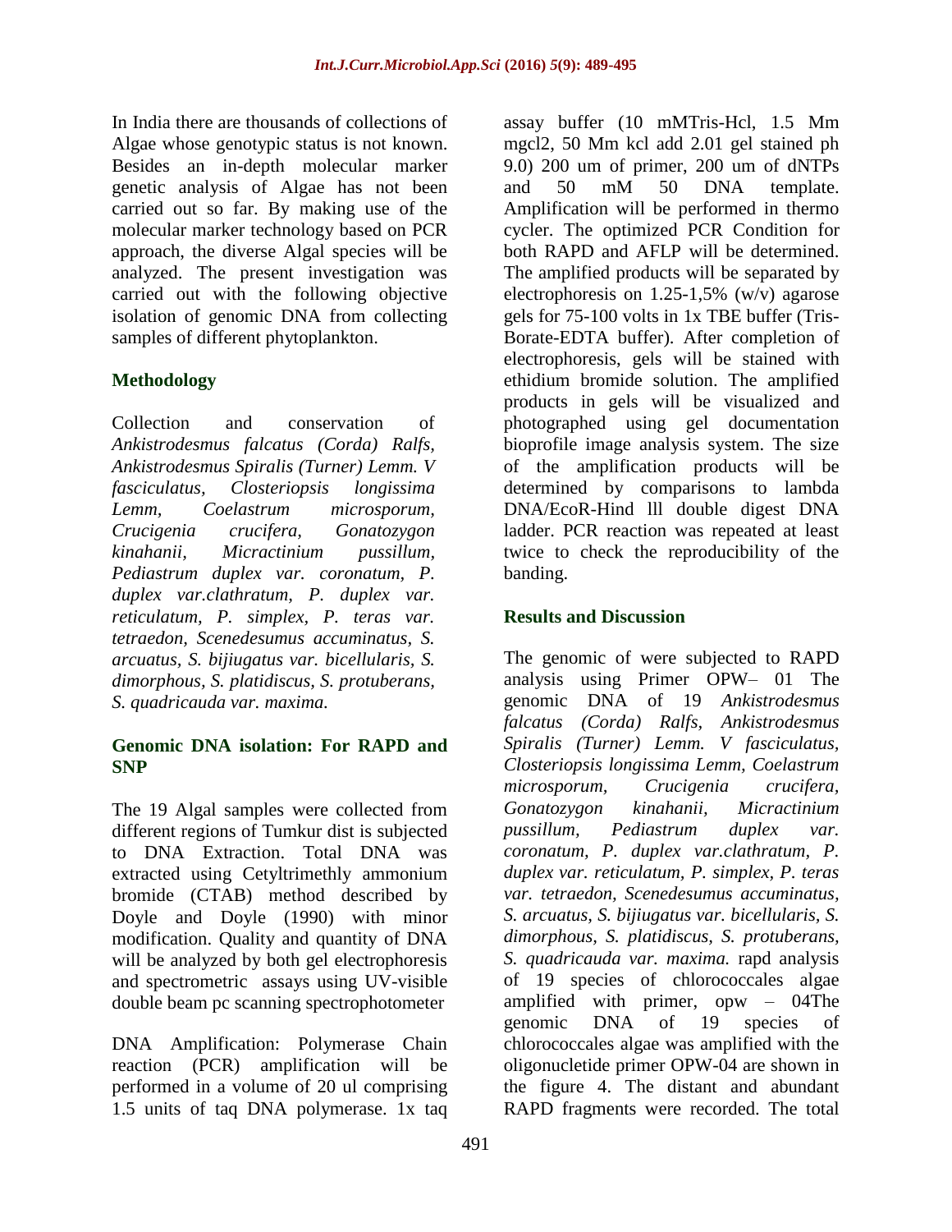In India there are thousands of collections of Algae whose genotypic status is not known. Besides an in-depth molecular marker genetic analysis of Algae has not been carried out so far. By making use of the molecular marker technology based on PCR approach, the diverse Algal species will be analyzed. The present investigation was carried out with the following objective isolation of genomic DNA from collecting samples of different phytoplankton.

## Methodology

Collection and conservation of *Ankistrodesmus falcatus (Corda) Ralfs, Ankistrodesmus Spiralis (Turner) Lemm. V fasciculatus, Closteriopsis longissima Lemm, Coelastrum microsporum, Crucigenia crucifera, Gonatozygon kinahanii, Micractinium pussillum, Pediastrum duplex var. coronatum, P. duplex var.clathratum, P. duplex var. reticulatum, P. simplex, P. teras var. tetraedon, Scenedesumus accuminatus, S. arcuatus, S. bijiugatus var. bicellularis, S. dimorphous, S. platidiscus, S. protuberans, S. quadricauda var. maxima.*

### Genomic DNA isolation: For RAPD and SNP

The 19 Algal samples were collected from different regions of Tumkur dist is subjected to DNA Extraction. Total DNA was extracted using Cetyltrimethly ammonium bromide (CTAB) method described by Doyle and Doyle (1990) with minor modification. Quality and quantity of DNA will be analyzed by both gel electrophoresis and spectrometric assays using UV-visible double beam pc scanning spectrophotometer

DNA Amplification: Polymerase Chain reaction (PCR) amplification will be performed in a volume of 20 ul comprising 1.5 units of taq DNA polymerase. 1x taq assay buffer (10 mMTris-Hcl, 1.5 Mm mgcl2, 50 Mm kcl add 2.01 gel stained ph 9.0) 200 um of primer, 200 um of dNTPs and 50 mM 50 DNA template. Amplification will be performed in thermo cycler. The optimized PCR Condition for both RAPD and AFLP will be determined. The amplified products will be separated by electrophoresis on 1.25-1,5% (w/v) agarose gels for 75-100 volts in 1x TBE buffer (Tris-Borate-EDTA buffer). After completion of electrophoresis, gels will be stained with ethidium bromide solution. The amplified products in gels will be visualized and photographed using gel documentation bioprofile image analysis system. The size of the amplification products will be determined by comparisons to lambda DNA/EcoR-Hind lll double digest DNA ladder. PCR reaction was repeated at least twice to check the reproducibility of the banding.

## Results and Discussion

The genomic of were subjected to RAPD analysis using Primer OPW– 01 The genomic DNA of 19 *Ankistrodesmus falcatus (Corda) Ralfs, Ankistrodesmus Spiralis (Turner) Lemm. V fasciculatus, Closteriopsis longissima Lemm, Coelastrum microsporum, Crucigenia crucifera, Gonatozygon kinahanii, Micractinium pussillum, Pediastrum duplex var. coronatum, P. duplex var.clathratum, P. duplex var. reticulatum, P. simplex, P. teras var. tetraedon, Scenedesumus accuminatus, S. arcuatus, S. bijiugatus var. bicellularis, S. dimorphous, S. platidiscus, S. protuberans, S. quadricauda var. maxima.* rapd analysis of 19 species of chlorococcales algae amplified with primer, opw – 04The genomic DNA of 19 species of chlorococcales algae was amplified with the oligonucletide primer OPW-04 are shown in the figure 4. The distant and abundant RAPD fragments were recorded. The total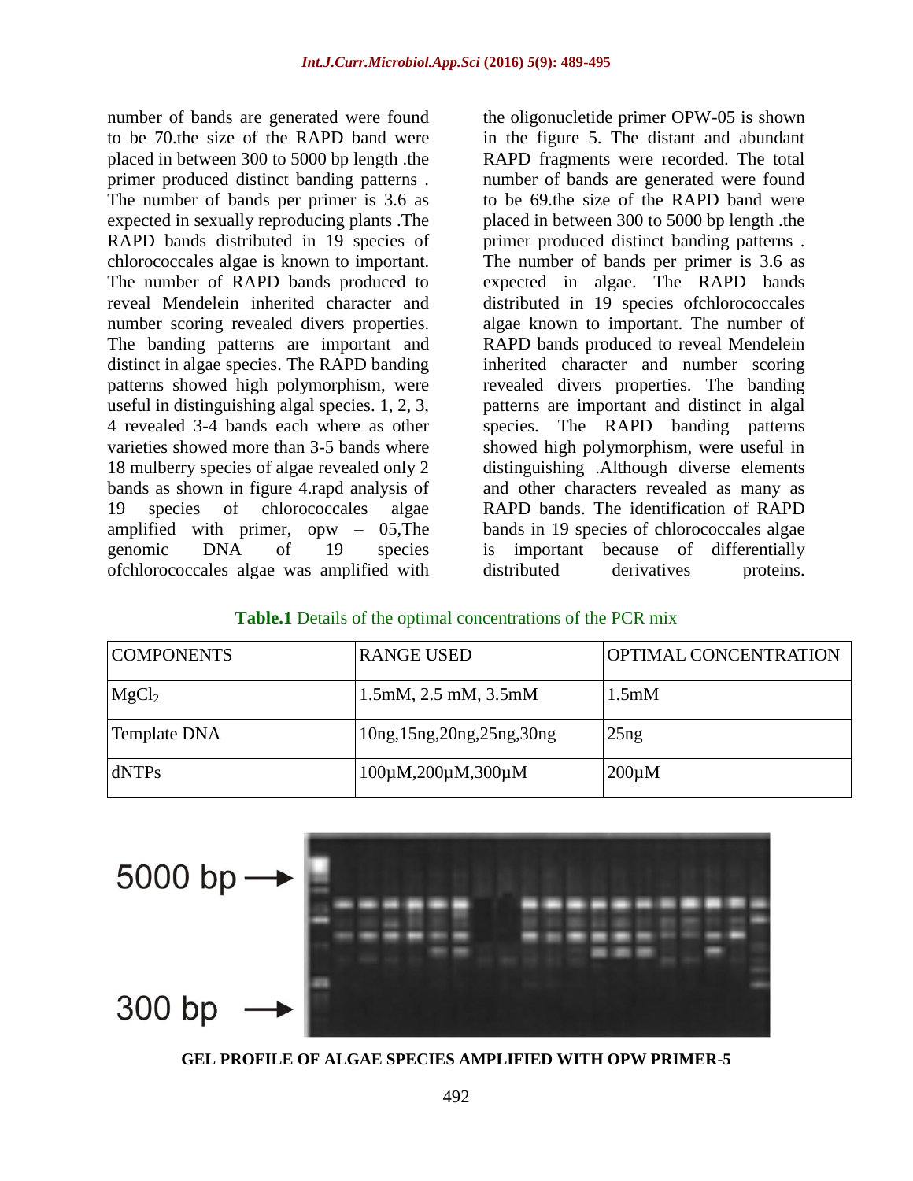number of bands are generated were found to be 70.the size of the RAPD band were placed in between 300 to 5000 bp length .the primer produced distinct banding patterns . The number of bands per primer is 3.6 as expected in sexually reproducing plants .The RAPD bands distributed in 19 species of chlorococcales algae is known to important. The number of RAPD bands produced to reveal Mendelein inherited character and number scoring revealed divers properties. The banding patterns are important and distinct in algae species. The RAPD banding patterns showed high polymorphism, were useful in distinguishing algal species. 1, 2, 3, 4 revealed 3-4 bands each where as other varieties showed more than 3-5 bands where 18 mulberry species of algae revealed only 2 bands as shown in figure 4.rapd analysis of 19 species of chlorococcales algae amplified with primer, opw – 05,The genomic DNA of 19 species ofchlorococcales algae was amplified with the oligonucletide primer OPW-05 is shown in the figure 5. The distant and abundant RAPD fragments were recorded. The total number of bands are generated were found to be 69.the size of the RAPD band were placed in between 300 to 5000 bp length .the primer produced distinct banding patterns . The number of bands per primer is 3.6 as expected in algae. The RAPD bands distributed in 19 species ofchlorococcales algae known to important. The number of RAPD bands produced to reveal Mendelein inherited character and number scoring revealed divers properties. The banding patterns are important and distinct in algal species. The RAPD banding patterns showed high polymorphism, were useful in distinguishing .Although diverse elements and other characters revealed as many as RAPD bands. The identification of RAPD bands in 19 species of chlorococcales algae is important because of differentially distributed derivatives proteins.

**Table.1** Details of the optimal concentrations of the PCR mix

| COMPONENTS | RANGE USED | OPTIMAL CONCENTRATION |
|---|---|---|
| $MgCl_2$ | 1.5mM, 2.5 mM, 3.5mM | 1.5mM |
| Template DNA | 10ng,15ng,20ng,25ng,30ng | 25ng |
| dNTPs | 100µM,200µM,300µM | 200µM |

5000 bp →

300 bp →

**GEL PROFILE OF ALGAE SPECIES AMPLIFIED WITH OPW PRIMER-5**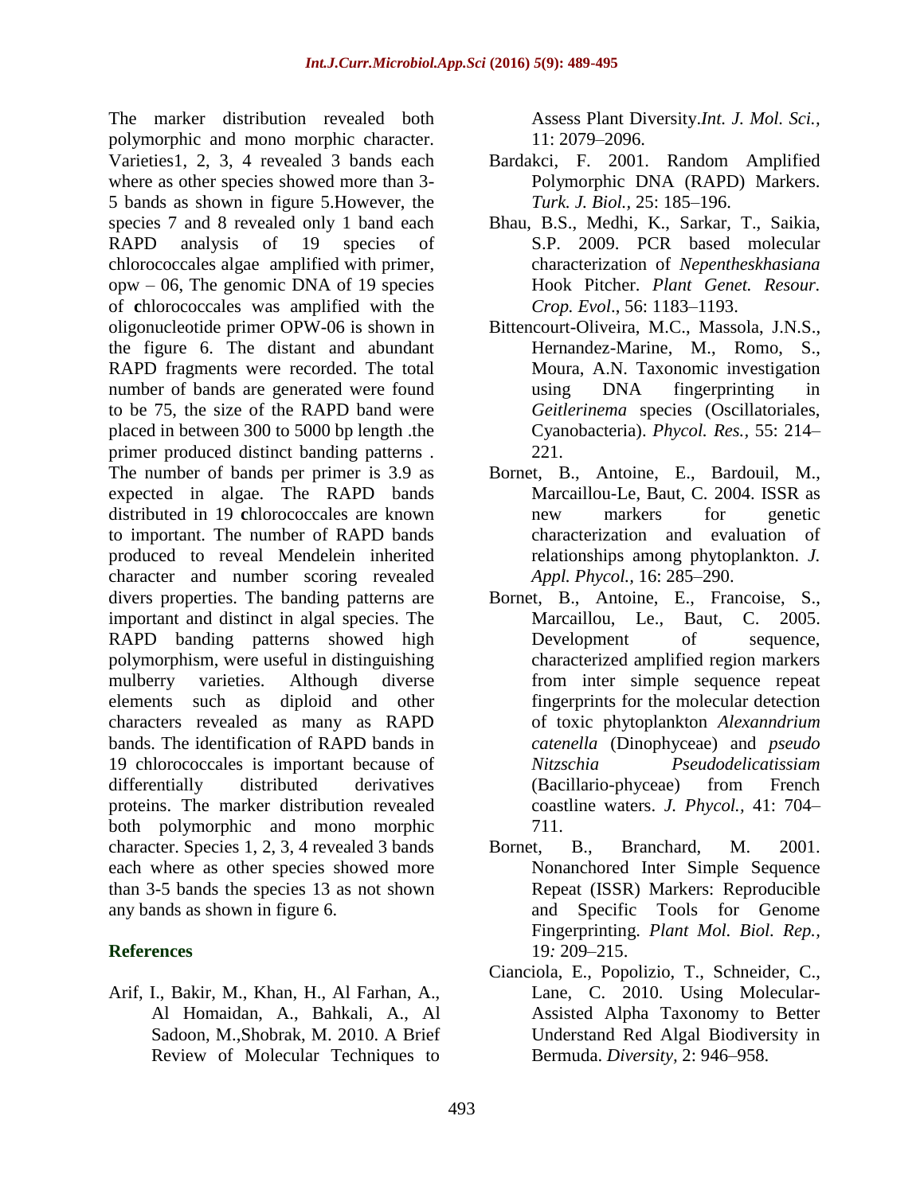The marker distribution revealed both polymorphic and mono morphic character. Varieties1, 2, 3, 4 revealed 3 bands each where as other species showed more than 3-5 bands as shown in figure 5.However, the species 7 and 8 revealed only 1 band each RAPD analysis of 19 species of chlorococcales algae amplified with primer, opw – 06, The genomic DNA of 19 species of **c**hlorococcales was amplified with the oligonucleotide primer OPW-06 is shown in the figure 6. The distant and abundant RAPD fragments were recorded. The total number of bands are generated were found to be 75, the size of the RAPD band were placed in between 300 to 5000 bp length .the primer produced distinct banding patterns . The number of bands per primer is 3.9 as expected in algae. The RAPD bands distributed in 19 **c**hlorococcales are known to important. The number of RAPD bands produced to reveal Mendelein inherited character and number scoring revealed divers properties. The banding patterns are important and distinct in algal species. The RAPD banding patterns showed high polymorphism, were useful in distinguishing mulberry varieties. Although diverse elements such as diploid and other characters revealed as many as RAPD bands. The identification of RAPD bands in 19 chlorococcales is important because of differentially distributed derivatives proteins. The marker distribution revealed both polymorphic and mono morphic character. Species 1, 2, 3, 4 revealed 3 bands each where as other species showed more than 3-5 bands the species 13 as not shown any bands as shown in figure 6.

## References

Arif, I., Bakir, M., Khan, H., Al Farhan, A., Al Homaidan, A., Bahkali, A., Al Sadoon, M.,Shobrak, M. 2010. A Brief Review of Molecular Techniques to Assess Plant Diversity.*Int. J. Mol. Sci.,* 11: 2079–2096.

Bardakci, F. 2001. Random Amplified Polymorphic DNA (RAPD) Markers. *Turk. J. Biol.,* 25: 185–196.

Bhau, B.S., Medhi, K., Sarkar, T., Saikia, S.P. 2009. PCR based molecular characterization of *Nepentheskhasiana* Hook Pitcher. *Plant Genet. Resour. Crop. Evol*., 56: 1183–1193.

Bittencourt-Oliveira, M.C., Massola, J.N.S., Hernandez-Marine, M., Romo, S., Moura, A.N. Taxonomic investigation using DNA fingerprinting in *Geitlerinema* species (Oscillatoriales, Cyanobacteria). *Phycol. Res.,* 55: 214–221.

Bornet, B., Antoine, E., Bardouil, M., Marcaillou-Le, Baut, C. 2004. ISSR as new markers for genetic characterization and evaluation of relationships among phytoplankton. *J. Appl. Phycol.,* 16: 285–290.

Bornet, B., Antoine, E., Francoise, S., Marcaillou, Le., Baut, C. 2005. Development of sequence, characterized amplified region markers from inter simple sequence repeat fingerprints for the molecular detection of toxic phytoplankton *Alexanndrium catenella* (Dinophyceae) and *pseudo Nitzschia Pseudodelicatissiam* (Bacillario-phyceae) from French coastline waters. *J. Phycol.,* 41: 704–711.

Bornet, B., Branchard, M. 2001. Nonanchored Inter Simple Sequence Repeat (ISSR) Markers: Reproducible and Specific Tools for Genome Fingerprinting. *Plant Mol. Biol. Rep.,* 19*:* 209–215.

Cianciola, E., Popolizio, T., Schneider, C., Lane, C. 2010. Using Molecular-Assisted Alpha Taxonomy to Better Understand Red Algal Biodiversity in Bermuda. *Diversity,* 2: 946–958.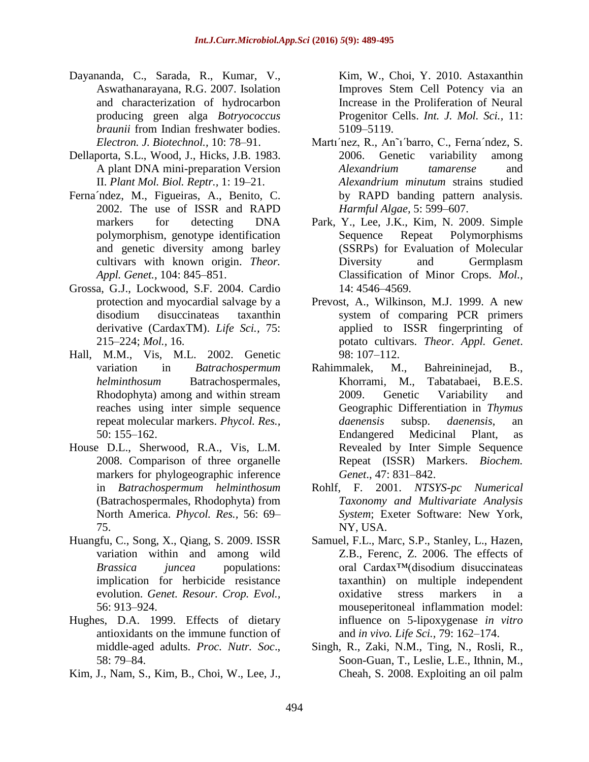Dayananda, C., Sarada, R., Kumar, V., Aswathanarayana, R.G. 2007. Isolation and characterization of hydrocarbon producing green alga *Botryococcus braunii* from Indian freshwater bodies. *Electron. J. Biotechnol.,* 10: 78–91.

Dellaporta, S.L., Wood, J., Hicks, J.B. 1983. A plant DNA mini-preparation Version II. *Plant Mol. Biol. Reptr.,* 1: 19–21.

Ferna´ndez, M., Figueiras, A., Benito, C. 2002. The use of ISSR and RAPD markers for detecting DNA polymorphism, genotype identification and genetic diversity among barley cultivars with known origin. *Theor. Appl. Genet.,* 104: 845–851.

Grossa, G.J., Lockwood, S.F. 2004. Cardio protection and myocardial salvage by a disodium disuccinateas taxanthin derivative (CardaxTM). *Life Sci.,* 75: 215–224; *Mol.,* 16.

Hall, M.M., Vis, M.L. 2002. Genetic variation in *Batrachospermum helminthosum* Batrachospermales, Rhodophyta) among and within stream reaches using inter simple sequence repeat molecular markers. *Phycol. Res.,* 50: 155–162.

House D.L., Sherwood, R.A., Vis, L.M. 2008. Comparison of three organelle markers for phylogeographic inference in *Batrachospermum helminthosum* (Batrachospermales, Rhodophyta) from North America. *Phycol. Res.,* 56: 69–75.

Huangfu, C., Song, X., Qiang, S. 2009. ISSR variation within and among wild *Brassica juncea* populations: implication for herbicide resistance evolution. *Genet. Resour. Crop. Evol.,* 56: 913–924.

Hughes, D.A. 1999. Effects of dietary antioxidants on the immune function of middle-aged adults. *Proc. Nutr. Soc*., 58: 79–84.

Kim, J., Nam, S., Kim, B., Choi, W., Lee, J., Kim, W., Choi, Y. 2010. Astaxanthin Improves Stem Cell Potency via an Increase in the Proliferation of Neural Progenitor Cells. *Int. J. Mol. Sci.,* 11: 5109–5119.

Martı´nez, R., An˜ı´barro, C., Ferna´ndez, S. 2006. Genetic variability among *Alexandrium tamarense* and *Alexandrium minutum* strains studied by RAPD banding pattern analysis. *Harmful Algae*, 5: 599–607.

Park, Y., Lee, J.K., Kim, N. 2009. Simple Sequence Repeat Polymorphisms (SSRPs) for Evaluation of Molecular Diversity and Germplasm Classification of Minor Crops. *Mol.*, 14: 4546–4569.

Prevost, A., Wilkinson, M.J. 1999. A new system of comparing PCR primers applied to ISSR fingerprinting of potato cultivars. *Theor. Appl. Genet*. 98: 107–112.

Rahimmalek, M., Bahreininejad, B., Khorrami, M., Tabatabaei, B.E.S. 2009. Genetic Variability and Geographic Differentiation in *Thymus daenensis* subsp. *daenensis*, an Endangered Medicinal Plant, as Revealed by Inter Simple Sequence Repeat (ISSR) Markers. *Biochem. Genet*., 47: 831–842.

Rohlf, F. 2001. *NTSYS-pc Numerical Taxonomy and Multivariate Analysis System*; Exeter Software: New York, NY, USA.

Samuel, F.L., Marc, S.P., Stanley, L., Hazen, Z.B., Ferenc, Z. 2006. The effects of oral Cardax™(disodium disuccinateas taxanthin) on multiple independent oxidative stress markers in a mouseperitoneal inflammation model: influence on 5-lipoxygenase *in vitro* and *in vivo. Life Sci.,* 79: 162–174.

Singh, R., Zaki, N.M., Ting, N., Rosli, R., Soon-Guan, T., Leslie, L.E., Ithnin, M., Cheah, S. 2008. Exploiting an oil palm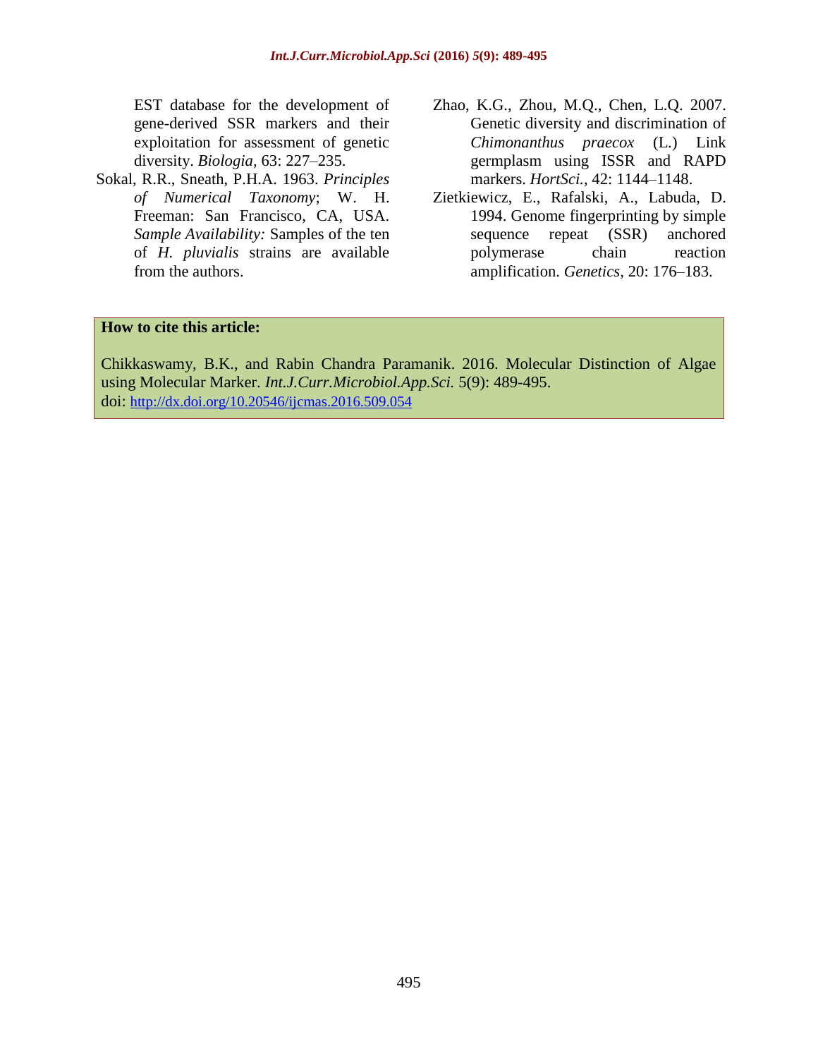EST database for the development of gene-derived SSR markers and their exploitation for assessment of genetic diversity. *Biologia*, 63: 227–235.

Sokal, R.R., Sneath, P.H.A. 1963. *Principles of Numerical Taxonomy*; W. H. Freeman: San Francisco, CA, USA. *Sample Availability:* Samples of the ten of *H. pluvialis* strains are available from the authors.

Zhao, K.G., Zhou, M.Q., Chen, L.Q. 2007. Genetic diversity and discrimination of *Chimonanthus praecox* (L.) Link germplasm using ISSR and RAPD markers. *HortSci.*, 42: 1144–1148.

Zietkiewicz, E., Rafalski, A., Labuda, D. 1994. Genome fingerprinting by simple sequence repeat (SSR) anchored polymerase chain reaction amplification. *Genetics*, 20: 176–183.

**How to cite this article:**

Chikkaswamy, B.K., and Rabin Chandra Paramanik. 2016. Molecular Distinction of Algae using Molecular Marker. *Int.J.Curr.Microbiol.App.Sci.* 5(9): 489-495.
doi: http://dx.doi.org/10.20546/ijcmas.2016.509.054